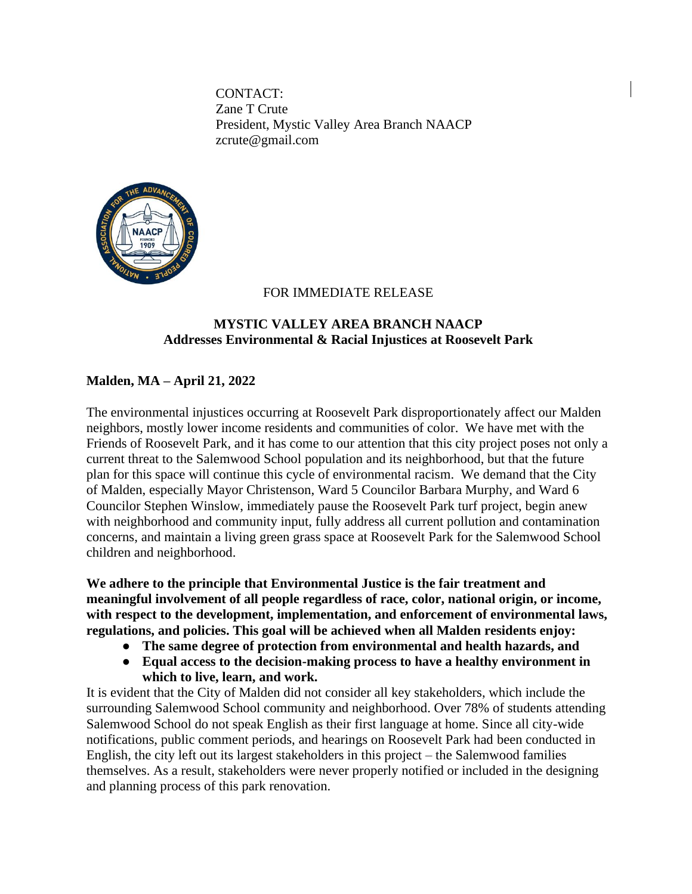CONTACT:
Zane T Crute
President, Mystic Valley Area Branch NAACP
zcrute@gmail.com

FOR IMMEDIATE RELEASE

## MYSTIC VALLEY AREA BRANCH NAACP
## Addresses Environmental & Racial Injustices at Roosevelt Park

**Malden, MA – April 21, 2022**

The environmental injustices occurring at Roosevelt Park disproportionately affect our Malden neighbors, mostly lower income residents and communities of color. We have met with the Friends of Roosevelt Park, and it has come to our attention that this city project poses not only a current threat to the Salemwood School population and its neighborhood, but that the future plan for this space will continue this cycle of environmental racism. We demand that the City of Malden, especially Mayor Christenson, Ward 5 Councilor Barbara Murphy, and Ward 6 Councilor Stephen Winslow, immediately pause the Roosevelt Park turf project, begin anew with neighborhood and community input, fully address all current pollution and contamination concerns, and maintain a living green grass space at Roosevelt Park for the Salemwood School children and neighborhood.

**We adhere to the principle that Environmental Justice is the fair treatment and meaningful involvement of all people regardless of race, color, national origin, or income, with respect to the development, implementation, and enforcement of environmental laws, regulations, and policies. This goal will be achieved when all Malden residents enjoy:**

- **The same degree of protection from environmental and health hazards, and**
- **Equal access to the decision-making process to have a healthy environment in which to live, learn, and work.**

It is evident that the City of Malden did not consider all key stakeholders, which include the surrounding Salemwood School community and neighborhood. Over 78% of students attending Salemwood School do not speak English as their first language at home. Since all city-wide notifications, public comment periods, and hearings on Roosevelt Park had been conducted in English, the city left out its largest stakeholders in this project – the Salemwood families themselves. As a result, stakeholders were never properly notified or included in the designing and planning process of this park renovation.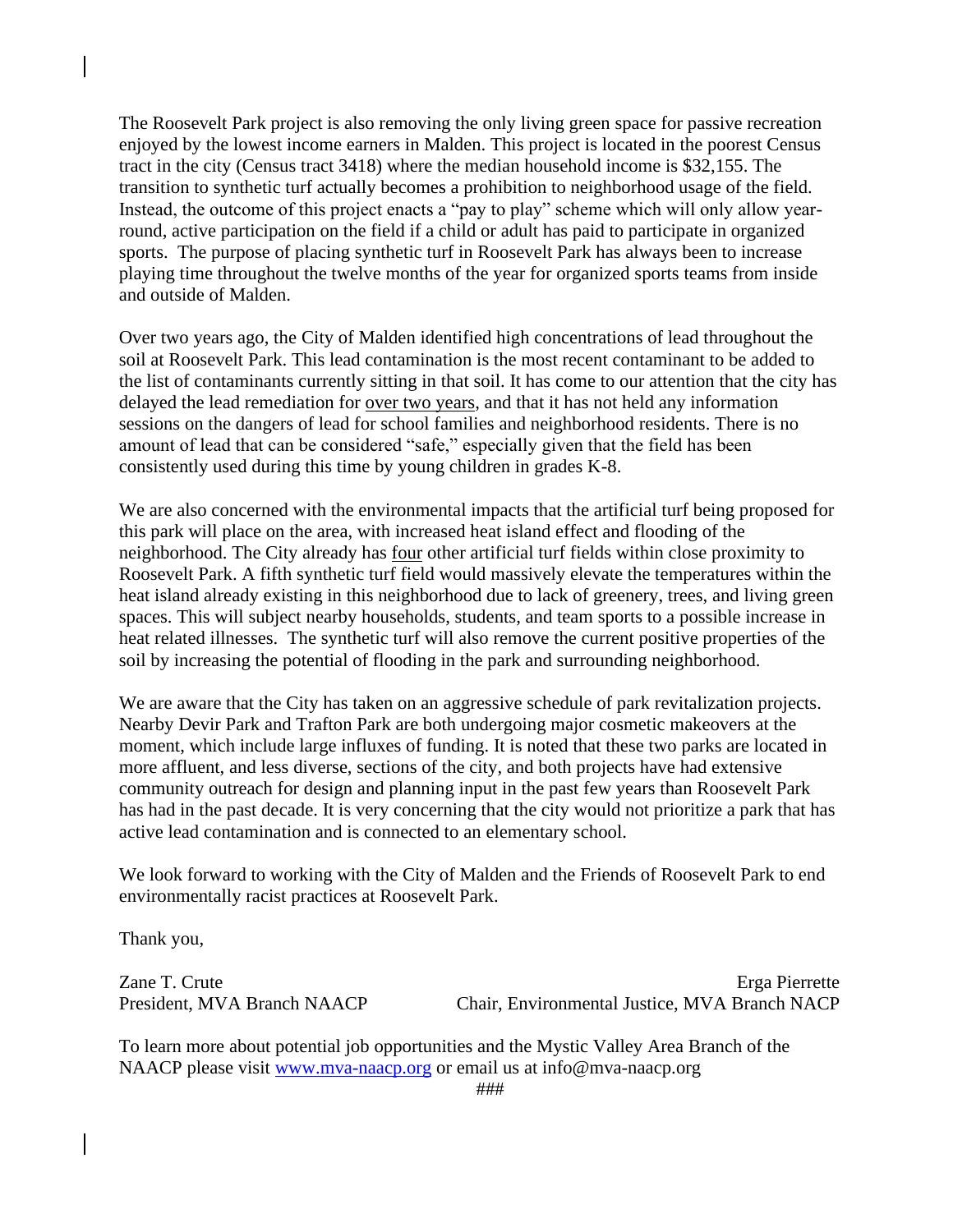The Roosevelt Park project is also removing the only living green space for passive recreation enjoyed by the lowest income earners in Malden. This project is located in the poorest Census tract in the city (Census tract 3418) where the median household income is $32,155. The transition to synthetic turf actually becomes a prohibition to neighborhood usage of the field. Instead, the outcome of this project enacts a "pay to play" scheme which will only allow year-round, active participation on the field if a child or adult has paid to participate in organized sports. The purpose of placing synthetic turf in Roosevelt Park has always been to increase playing time throughout the twelve months of the year for organized sports teams from inside and outside of Malden.

Over two years ago, the City of Malden identified high concentrations of lead throughout the soil at Roosevelt Park. This lead contamination is the most recent contaminant to be added to the list of contaminants currently sitting in that soil. It has come to our attention that the city has delayed the lead remediation for <u>over two years</u>, and that it has not held any information sessions on the dangers of lead for school families and neighborhood residents. There is no amount of lead that can be considered "safe," especially given that the field has been consistently used during this time by young children in grades K-8.

We are also concerned with the environmental impacts that the artificial turf being proposed for this park will place on the area, with increased heat island effect and flooding of the neighborhood. The City already has <u>four</u> other artificial turf fields within close proximity to Roosevelt Park. A fifth synthetic turf field would massively elevate the temperatures within the heat island already existing in this neighborhood due to lack of greenery, trees, and living green spaces. This will subject nearby households, students, and team sports to a possible increase in heat related illnesses. The synthetic turf will also remove the current positive properties of the soil by increasing the potential of flooding in the park and surrounding neighborhood.

We are aware that the City has taken on an aggressive schedule of park revitalization projects. Nearby Devir Park and Trafton Park are both undergoing major cosmetic makeovers at the moment, which include large influxes of funding. It is noted that these two parks are located in more affluent, and less diverse, sections of the city, and both projects have had extensive community outreach for design and planning input in the past few years than Roosevelt Park has had in the past decade. It is very concerning that the city would not prioritize a park that has active lead contamination and is connected to an elementary school.

We look forward to working with the City of Malden and the Friends of Roosevelt Park to end environmentally racist practices at Roosevelt Park.

Thank you,

Zane T. Crute
President, MVA Branch NAACP

Erga Pierrette
Chair, Environmental Justice, MVA Branch NACP

To learn more about potential job opportunities and the Mystic Valley Area Branch of the NAACP please visit [www.mva-naacp.org](http://www.mva-naacp.org) or email us at info@mva-naacp.org

###